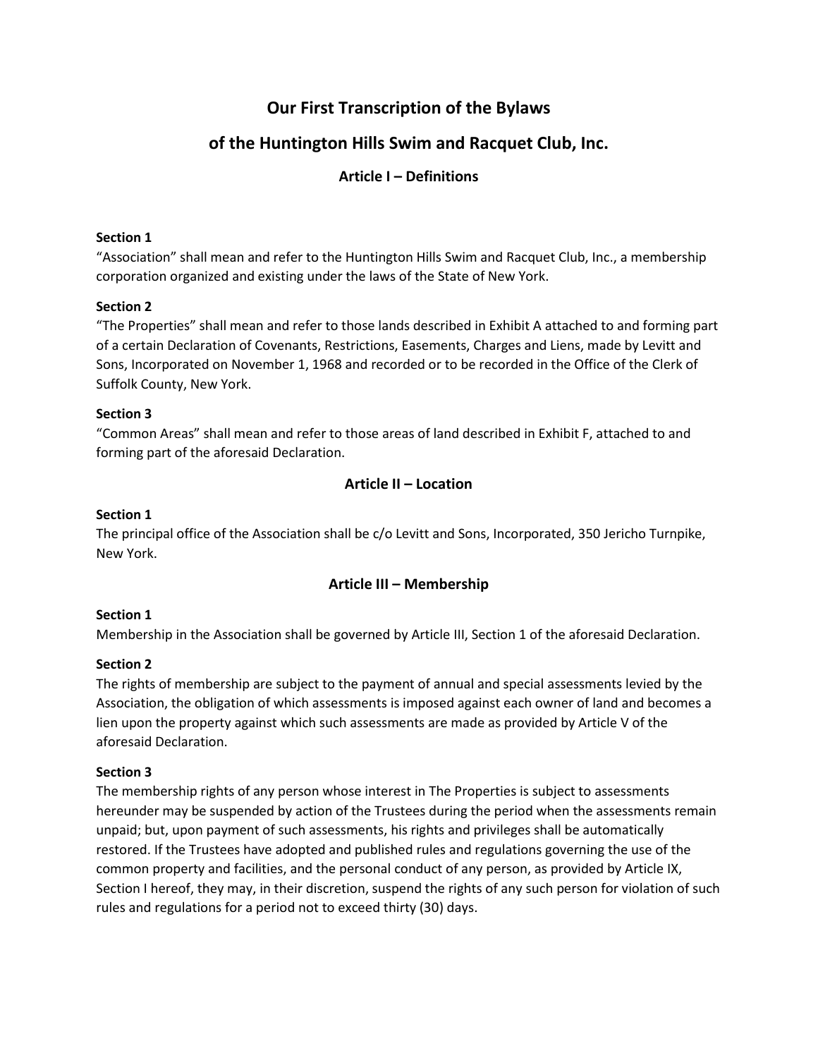# Our First Transcription of the Bylaws

# of the Huntington Hills Swim and Racquet Club, Inc.

## Article I – Definitions

**Section 1**
"Association" shall mean and refer to the Huntington Hills Swim and Racquet Club, Inc., a membership corporation organized and existing under the laws of the State of New York.

**Section 2**
"The Properties" shall mean and refer to those lands described in Exhibit A attached to and forming part of a certain Declaration of Covenants, Restrictions, Easements, Charges and Liens, made by Levitt and Sons, Incorporated on November 1, 1968 and recorded or to be recorded in the Office of the Clerk of Suffolk County, New York.

**Section 3**
"Common Areas" shall mean and refer to those areas of land described in Exhibit F, attached to and forming part of the aforesaid Declaration.

## Article II – Location

**Section 1**
The principal office of the Association shall be c/o Levitt and Sons, Incorporated, 350 Jericho Turnpike, New York.

## Article III – Membership

**Section 1**
Membership in the Association shall be governed by Article III, Section 1 of the aforesaid Declaration.

**Section 2**
The rights of membership are subject to the payment of annual and special assessments levied by the Association, the obligation of which assessments is imposed against each owner of land and becomes a lien upon the property against which such assessments are made as provided by Article V of the aforesaid Declaration.

**Section 3**
The membership rights of any person whose interest in The Properties is subject to assessments hereunder may be suspended by action of the Trustees during the period when the assessments remain unpaid; but, upon payment of such assessments, his rights and privileges shall be automatically restored. If the Trustees have adopted and published rules and regulations governing the use of the common property and facilities, and the personal conduct of any person, as provided by Article IX, Section I hereof, they may, in their discretion, suspend the rights of any such person for violation of such rules and regulations for a period not to exceed thirty (30) days.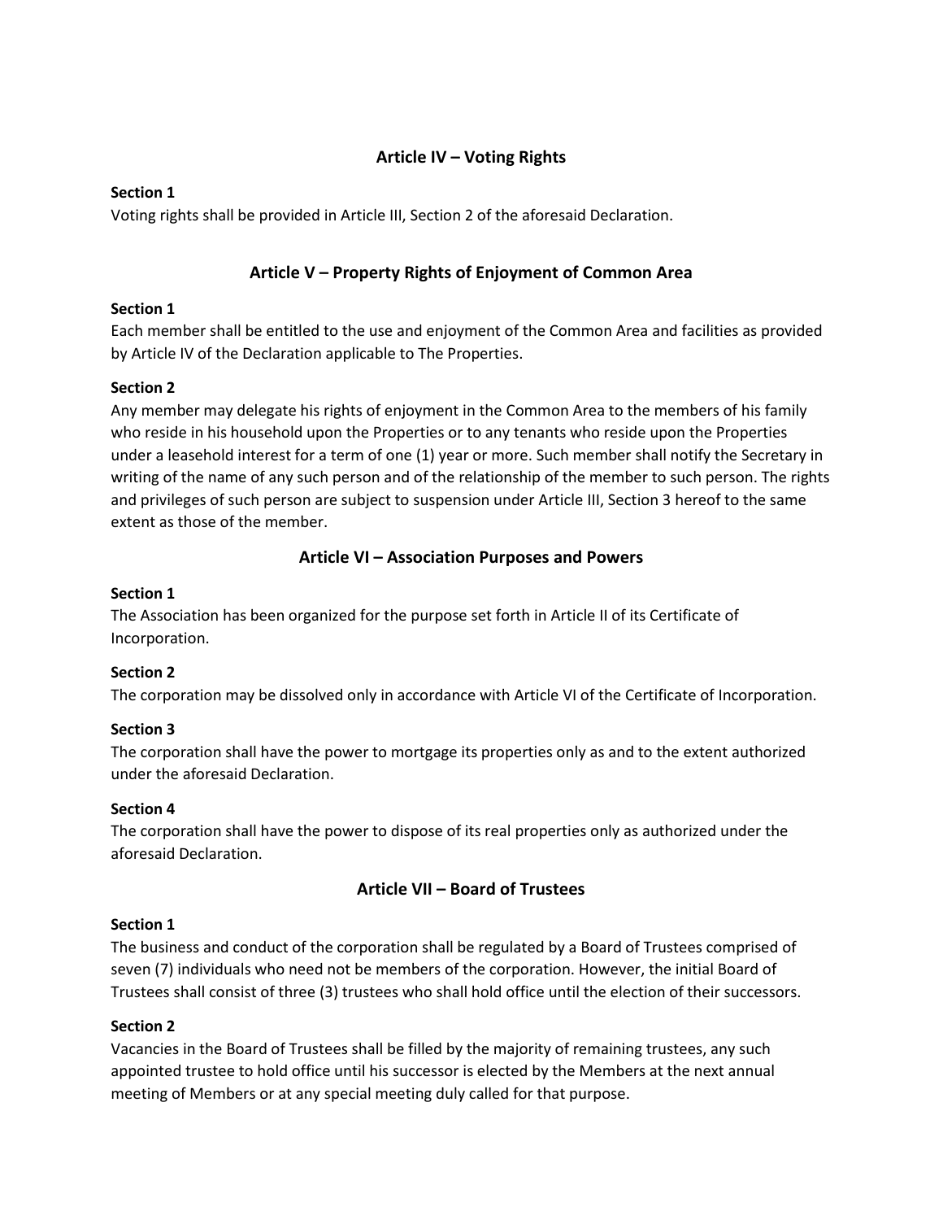## Article IV – Voting Rights

**Section 1**
Voting rights shall be provided in Article III, Section 2 of the aforesaid Declaration.

## Article V – Property Rights of Enjoyment of Common Area

**Section 1**
Each member shall be entitled to the use and enjoyment of the Common Area and facilities as provided by Article IV of the Declaration applicable to The Properties.

**Section 2**
Any member may delegate his rights of enjoyment in the Common Area to the members of his family who reside in his household upon the Properties or to any tenants who reside upon the Properties under a leasehold interest for a term of one (1) year or more. Such member shall notify the Secretary in writing of the name of any such person and of the relationship of the member to such person. The rights and privileges of such person are subject to suspension under Article III, Section 3 hereof to the same extent as those of the member.

## Article VI – Association Purposes and Powers

**Section 1**
The Association has been organized for the purpose set forth in Article II of its Certificate of Incorporation.

**Section 2**
The corporation may be dissolved only in accordance with Article VI of the Certificate of Incorporation.

**Section 3**
The corporation shall have the power to mortgage its properties only as and to the extent authorized under the aforesaid Declaration.

**Section 4**
The corporation shall have the power to dispose of its real properties only as authorized under the aforesaid Declaration.

## Article VII – Board of Trustees

**Section 1**
The business and conduct of the corporation shall be regulated by a Board of Trustees comprised of seven (7) individuals who need not be members of the corporation. However, the initial Board of Trustees shall consist of three (3) trustees who shall hold office until the election of their successors.

**Section 2**
Vacancies in the Board of Trustees shall be filled by the majority of remaining trustees, any such appointed trustee to hold office until his successor is elected by the Members at the next annual meeting of Members or at any special meeting duly called for that purpose.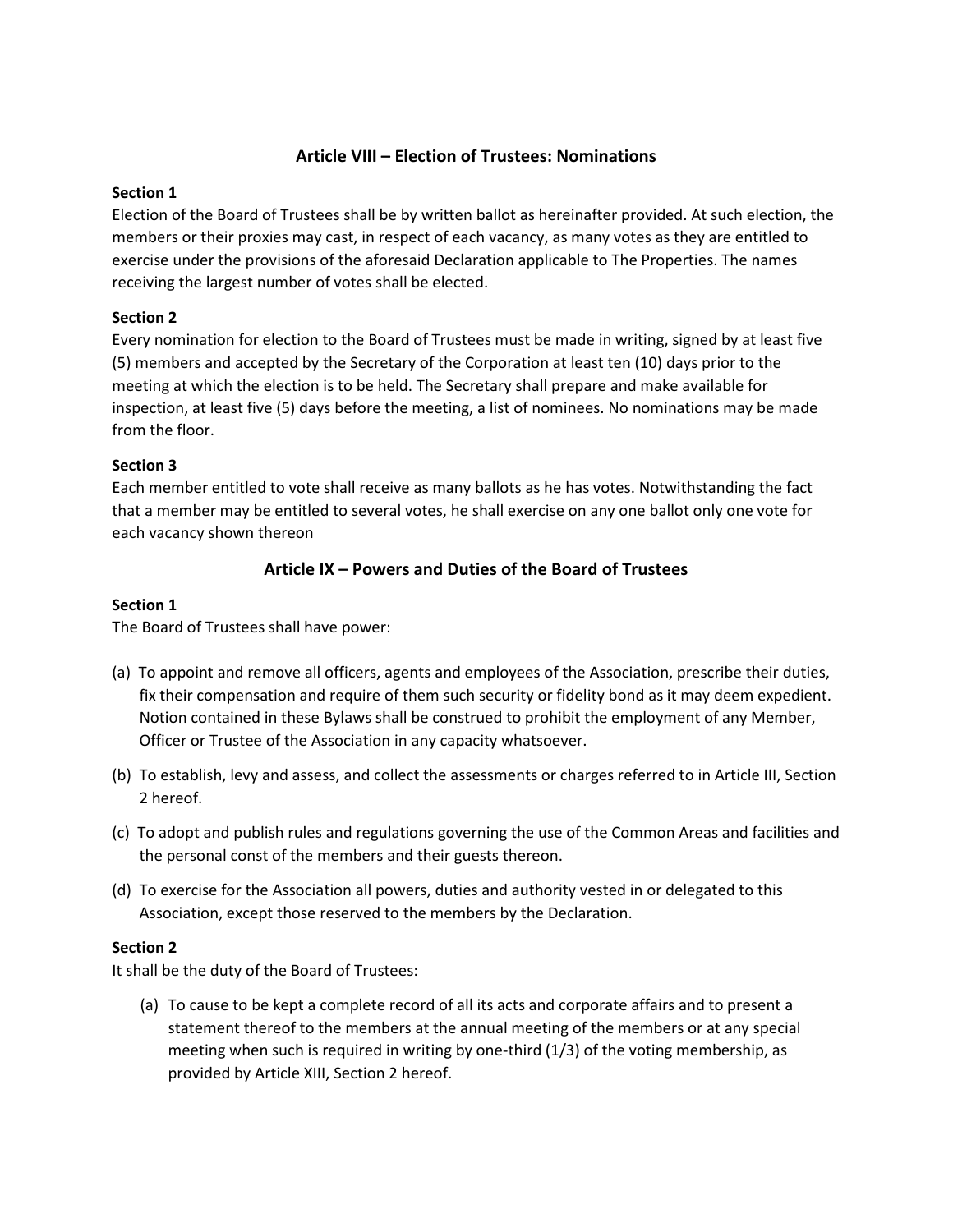## Article VIII – Election of Trustees: Nominations

**Section 1**
Election of the Board of Trustees shall be by written ballot as hereinafter provided. At such election, the members or their proxies may cast, in respect of each vacancy, as many votes as they are entitled to exercise under the provisions of the aforesaid Declaration applicable to The Properties. The names receiving the largest number of votes shall be elected.

**Section 2**
Every nomination for election to the Board of Trustees must be made in writing, signed by at least five (5) members and accepted by the Secretary of the Corporation at least ten (10) days prior to the meeting at which the election is to be held. The Secretary shall prepare and make available for inspection, at least five (5) days before the meeting, a list of nominees. No nominations may be made from the floor.

**Section 3**
Each member entitled to vote shall receive as many ballots as he has votes. Notwithstanding the fact that a member may be entitled to several votes, he shall exercise on any one ballot only one vote for each vacancy shown thereon

## Article IX – Powers and Duties of the Board of Trustees

**Section 1**
The Board of Trustees shall have power:

(a) To appoint and remove all officers, agents and employees of the Association, prescribe their duties, fix their compensation and require of them such security or fidelity bond as it may deem expedient. Notion contained in these Bylaws shall be construed to prohibit the employment of any Member, Officer or Trustee of the Association in any capacity whatsoever.

(b) To establish, levy and assess, and collect the assessments or charges referred to in Article III, Section 2 hereof.

(c) To adopt and publish rules and regulations governing the use of the Common Areas and facilities and the personal const of the members and their guests thereon.

(d) To exercise for the Association all powers, duties and authority vested in or delegated to this Association, except those reserved to the members by the Declaration.

**Section 2**
It shall be the duty of the Board of Trustees:

(a) To cause to be kept a complete record of all its acts and corporate affairs and to present a statement thereof to the members at the annual meeting of the members or at any special meeting when such is required in writing by one-third (1/3) of the voting membership, as provided by Article XIII, Section 2 hereof.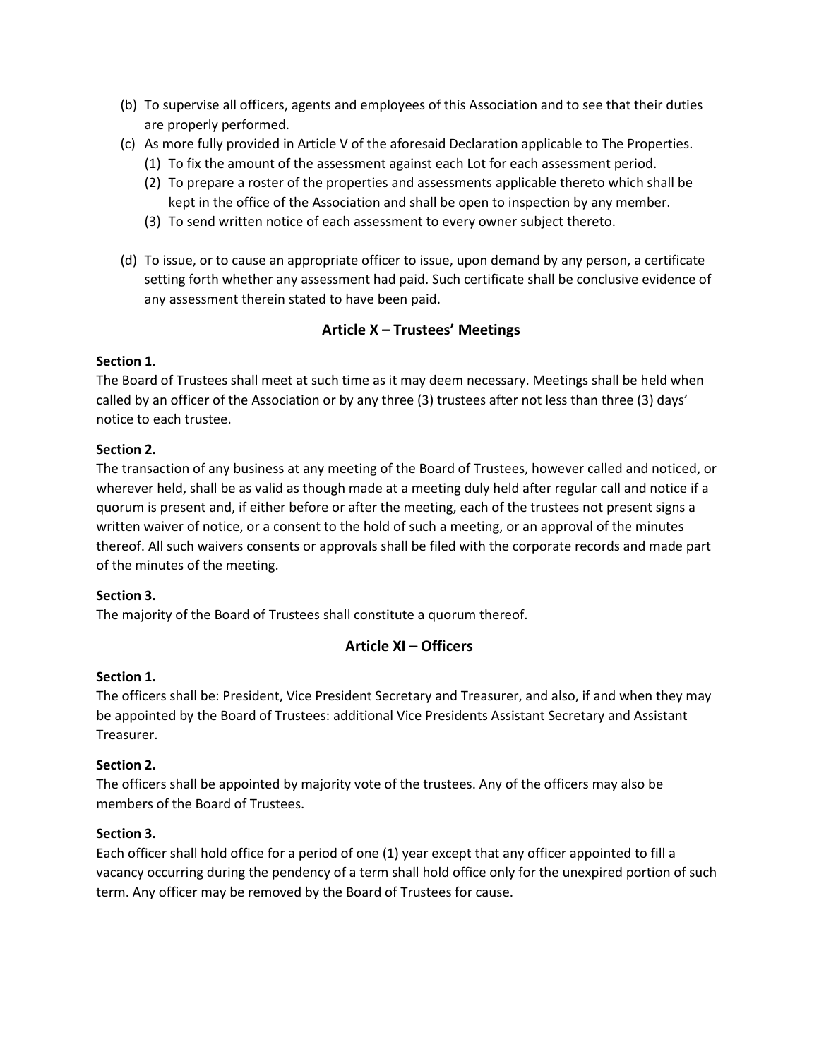(b) To supervise all officers, agents and employees of this Association and to see that their duties are properly performed.

(c) As more fully provided in Article V of the aforesaid Declaration applicable to The Properties.
  (1) To fix the amount of the assessment against each Lot for each assessment period.
  (2) To prepare a roster of the properties and assessments applicable thereto which shall be kept in the office of the Association and shall be open to inspection by any member.
  (3) To send written notice of each assessment to every owner subject thereto.

(d) To issue, or to cause an appropriate officer to issue, upon demand by any person, a certificate setting forth whether any assessment had paid. Such certificate shall be conclusive evidence of any assessment therein stated to have been paid.

## Article X – Trustees' Meetings

**Section 1.**
The Board of Trustees shall meet at such time as it may deem necessary. Meetings shall be held when called by an officer of the Association or by any three (3) trustees after not less than three (3) days' notice to each trustee.

**Section 2.**
The transaction of any business at any meeting of the Board of Trustees, however called and noticed, or wherever held, shall be as valid as though made at a meeting duly held after regular call and notice if a quorum is present and, if either before or after the meeting, each of the trustees not present signs a written waiver of notice, or a consent to the hold of such a meeting, or an approval of the minutes thereof. All such waivers consents or approvals shall be filed with the corporate records and made part of the minutes of the meeting.

**Section 3.**
The majority of the Board of Trustees shall constitute a quorum thereof.

## Article XI – Officers

**Section 1.**
The officers shall be: President, Vice President Secretary and Treasurer, and also, if and when they may be appointed by the Board of Trustees: additional Vice Presidents Assistant Secretary and Assistant Treasurer.

**Section 2.**
The officers shall be appointed by majority vote of the trustees. Any of the officers may also be members of the Board of Trustees.

**Section 3.**
Each officer shall hold office for a period of one (1) year except that any officer appointed to fill a vacancy occurring during the pendency of a term shall hold office only for the unexpired portion of such term. Any officer may be removed by the Board of Trustees for cause.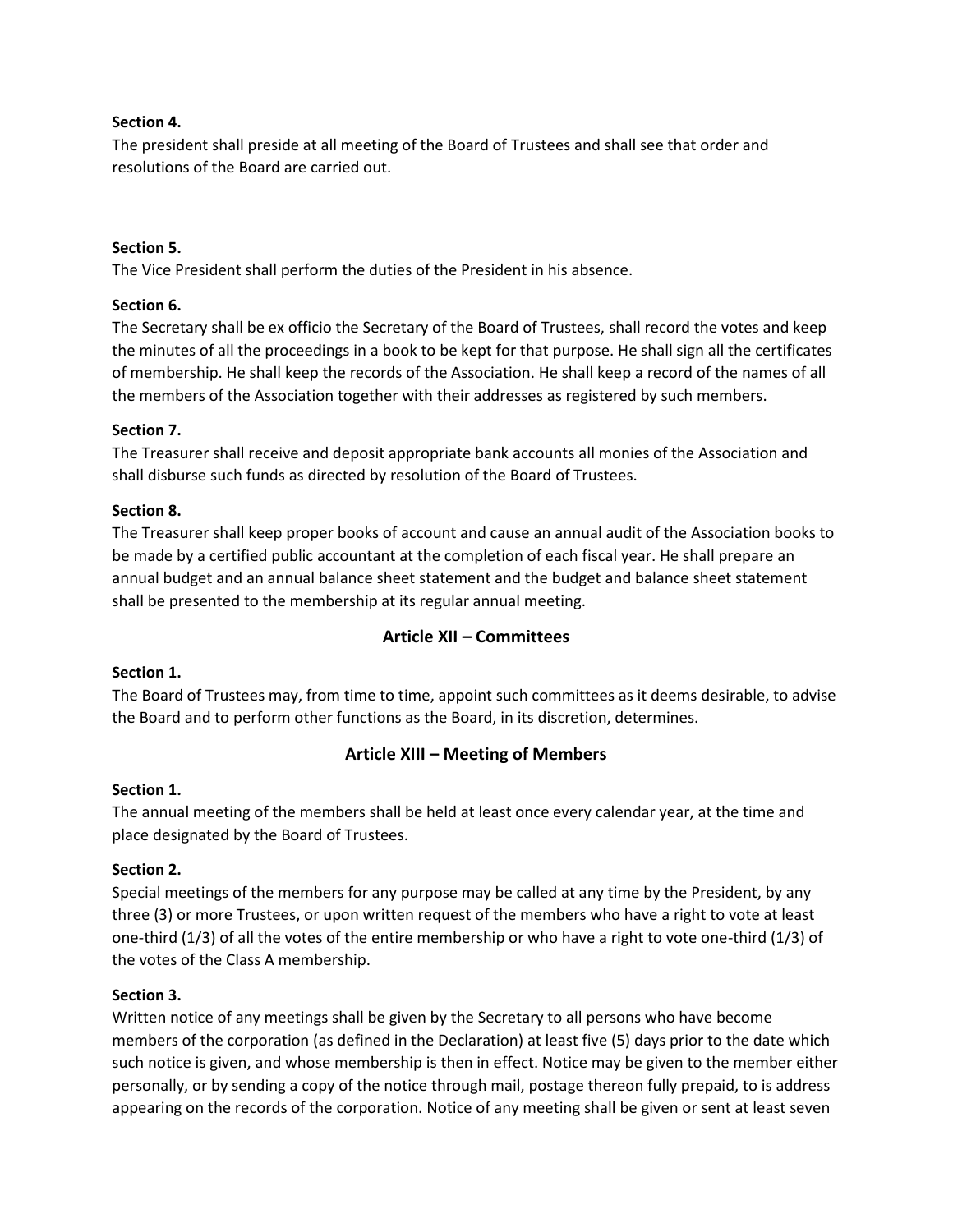**Section 4.**
The president shall preside at all meeting of the Board of Trustees and shall see that order and resolutions of the Board are carried out.

**Section 5.**
The Vice President shall perform the duties of the President in his absence.

**Section 6.**
The Secretary shall be ex officio the Secretary of the Board of Trustees, shall record the votes and keep the minutes of all the proceedings in a book to be kept for that purpose. He shall sign all the certificates of membership. He shall keep the records of the Association. He shall keep a record of the names of all the members of the Association together with their addresses as registered by such members.

**Section 7.**
The Treasurer shall receive and deposit appropriate bank accounts all monies of the Association and shall disburse such funds as directed by resolution of the Board of Trustees.

**Section 8.**
The Treasurer shall keep proper books of account and cause an annual audit of the Association books to be made by a certified public accountant at the completion of each fiscal year. He shall prepare an annual budget and an annual balance sheet statement and the budget and balance sheet statement shall be presented to the membership at its regular annual meeting.

## Article XII – Committees

**Section 1.**
The Board of Trustees may, from time to time, appoint such committees as it deems desirable, to advise the Board and to perform other functions as the Board, in its discretion, determines.

## Article XIII – Meeting of Members

**Section 1.**
The annual meeting of the members shall be held at least once every calendar year, at the time and place designated by the Board of Trustees.

**Section 2.**
Special meetings of the members for any purpose may be called at any time by the President, by any three (3) or more Trustees, or upon written request of the members who have a right to vote at least one-third (1/3) of all the votes of the entire membership or who have a right to vote one-third (1/3) of the votes of the Class A membership.

**Section 3.**
Written notice of any meetings shall be given by the Secretary to all persons who have become members of the corporation (as defined in the Declaration) at least five (5) days prior to the date which such notice is given, and whose membership is then in effect. Notice may be given to the member either personally, or by sending a copy of the notice through mail, postage thereon fully prepaid, to is address appearing on the records of the corporation. Notice of any meeting shall be given or sent at least seven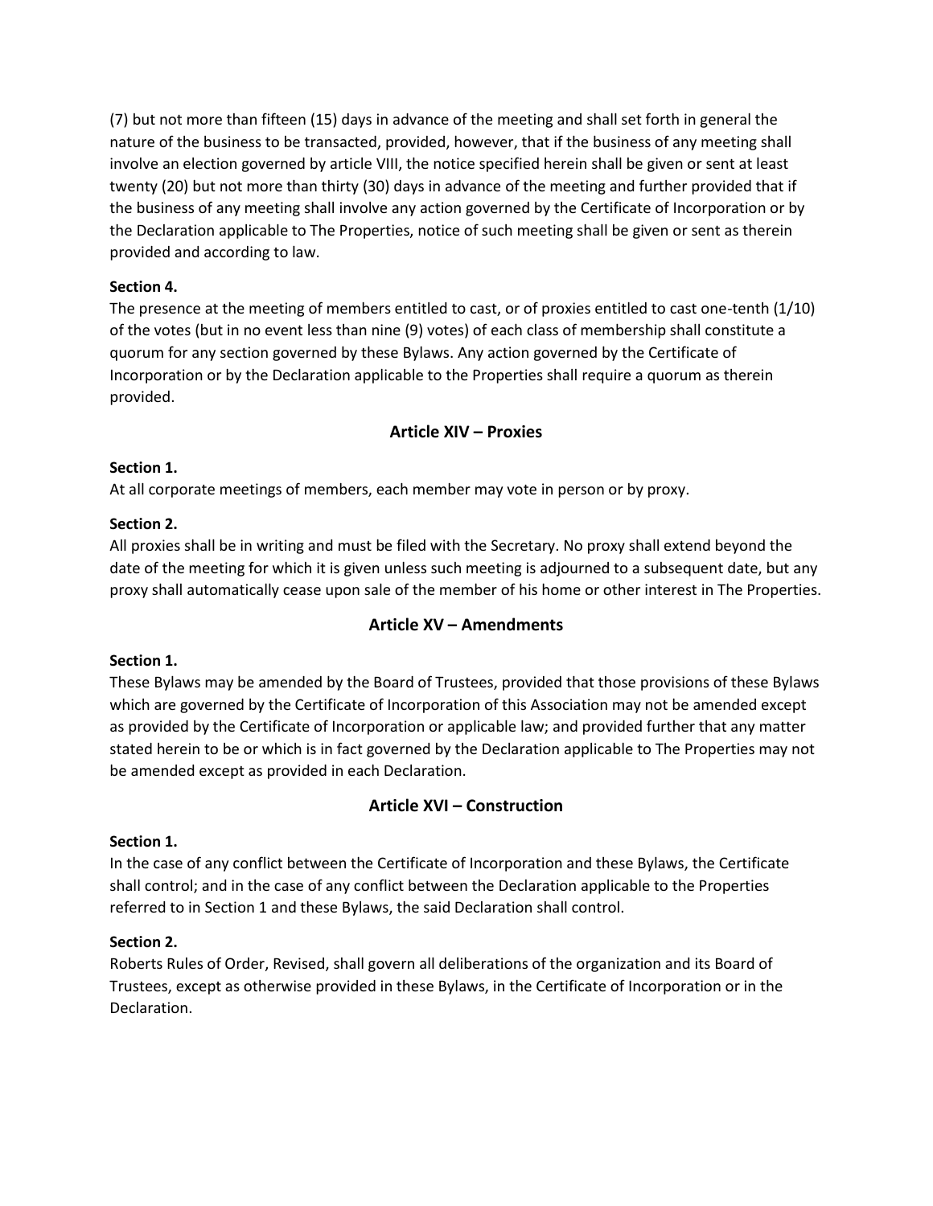(7) but not more than fifteen (15) days in advance of the meeting and shall set forth in general the nature of the business to be transacted, provided, however, that if the business of any meeting shall involve an election governed by article VIII, the notice specified herein shall be given or sent at least twenty (20) but not more than thirty (30) days in advance of the meeting and further provided that if the business of any meeting shall involve any action governed by the Certificate of Incorporation or by the Declaration applicable to The Properties, notice of such meeting shall be given or sent as therein provided and according to law.

**Section 4.**

The presence at the meeting of members entitled to cast, or of proxies entitled to cast one-tenth (1/10) of the votes (but in no event less than nine (9) votes) of each class of membership shall constitute a quorum for any section governed by these Bylaws. Any action governed by the Certificate of Incorporation or by the Declaration applicable to the Properties shall require a quorum as therein provided.

## Article XIV – Proxies

**Section 1.**

At all corporate meetings of members, each member may vote in person or by proxy.

**Section 2.**

All proxies shall be in writing and must be filed with the Secretary. No proxy shall extend beyond the date of the meeting for which it is given unless such meeting is adjourned to a subsequent date, but any proxy shall automatically cease upon sale of the member of his home or other interest in The Properties.

## Article XV – Amendments

**Section 1.**

These Bylaws may be amended by the Board of Trustees, provided that those provisions of these Bylaws which are governed by the Certificate of Incorporation of this Association may not be amended except as provided by the Certificate of Incorporation or applicable law; and provided further that any matter stated herein to be or which is in fact governed by the Declaration applicable to The Properties may not be amended except as provided in each Declaration.

## Article XVI – Construction

**Section 1.**

In the case of any conflict between the Certificate of Incorporation and these Bylaws, the Certificate shall control; and in the case of any conflict between the Declaration applicable to the Properties referred to in Section 1 and these Bylaws, the said Declaration shall control.

**Section 2.**

Roberts Rules of Order, Revised, shall govern all deliberations of the organization and its Board of Trustees, except as otherwise provided in these Bylaws, in the Certificate of Incorporation or in the Declaration.